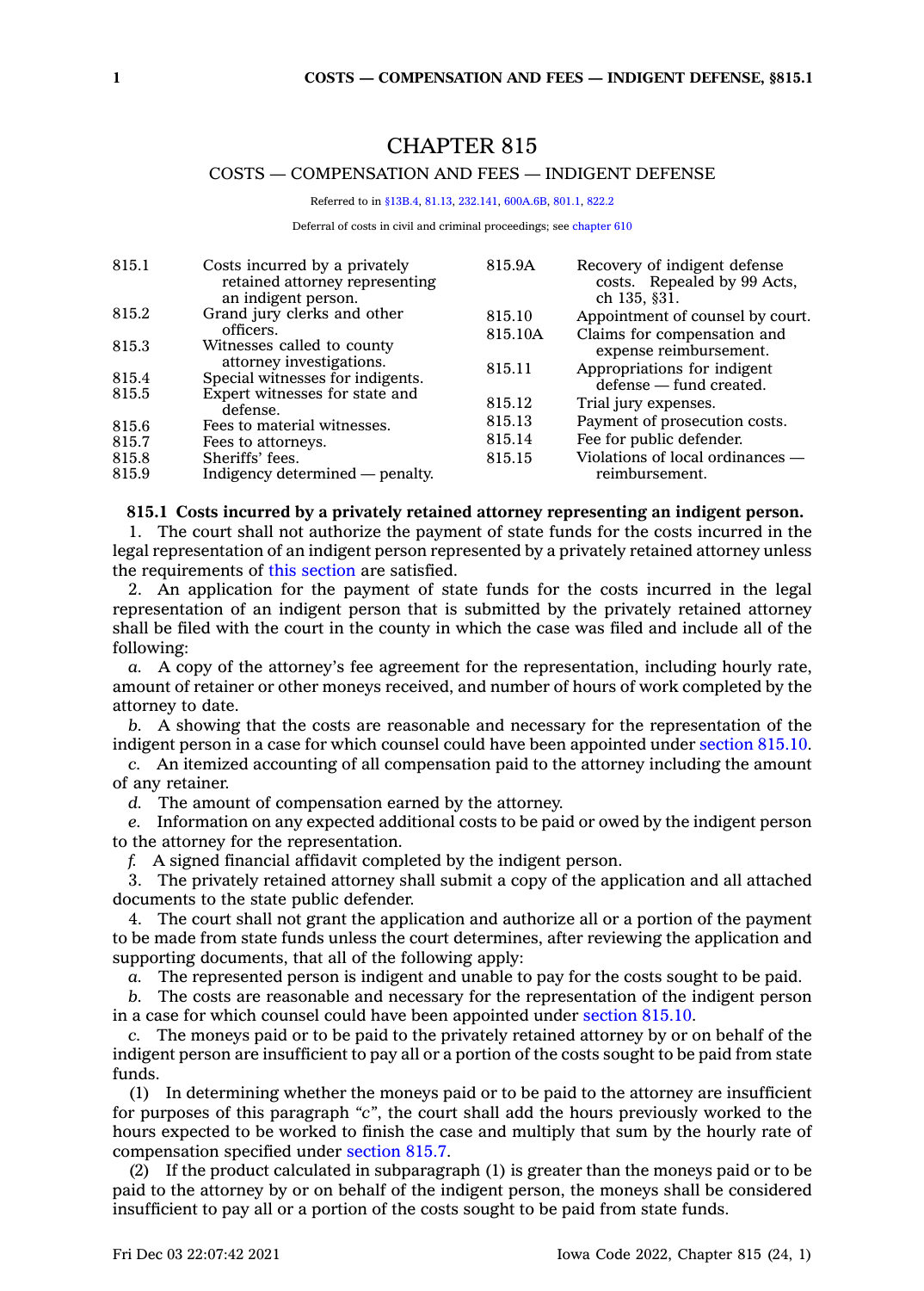# CHAPTER 815

## COSTS — COMPENSATION AND FEES — INDIGENT DEFENSE

Referred to in §13B.4, 81.13, 232.141, 600A.6B, 801.1, 822.2

Deferral of costs in civil and criminal proceedings; see chapter 610

| | |
|---|---|
| 815.1 | Costs incurred by a privately retained attorney representing an indigent person. |
| 815.2 | Grand jury clerks and other officers. |
| 815.3 | Witnesses called to county attorney investigations. |
| 815.4 | Special witnesses for indigents. |
| 815.5 | Expert witnesses for state and defense. |
| 815.6 | Fees to material witnesses. |
| 815.7 | Fees to attorneys. |
| 815.8 | Sheriffs' fees. |
| 815.9 | Indigency determined — penalty. |
| 815.9A | Recovery of indigent defense costs. Repealed by 99 Acts, ch 135, §31. |
| 815.10 | Appointment of counsel by court. |
| 815.10A | Claims for compensation and expense reimbursement. |
| 815.11 | Appropriations for indigent defense — fund created. |
| 815.12 | Trial jury expenses. |
| 815.13 | Payment of prosecution costs. |
| 815.14 | Fee for public defender. |
| 815.15 | Violations of local ordinances — reimbursement. |

**815.1 Costs incurred by a privately retained attorney representing an indigent person.**

1. The court shall not authorize the payment of state funds for the costs incurred in the legal representation of an indigent person represented by a privately retained attorney unless the requirements of this section are satisfied.

2. An application for the payment of state funds for the costs incurred in the legal representation of an indigent person that is submitted by the privately retained attorney shall be filed with the court in the county in which the case was filed and include all of the following:

*a.* A copy of the attorney's fee agreement for the representation, including hourly rate, amount of retainer or other moneys received, and number of hours of work completed by the attorney to date.

*b.* A showing that the costs are reasonable and necessary for the representation of the indigent person in a case for which counsel could have been appointed under section 815.10.

*c.* An itemized accounting of all compensation paid to the attorney including the amount of any retainer.

*d.* The amount of compensation earned by the attorney.

*e.* Information on any expected additional costs to be paid or owed by the indigent person to the attorney for the representation.

*f.* A signed financial affidavit completed by the indigent person.

3. The privately retained attorney shall submit a copy of the application and all attached documents to the state public defender.

4. The court shall not grant the application and authorize all or a portion of the payment to be made from state funds unless the court determines, after reviewing the application and supporting documents, that all of the following apply:

*a.* The represented person is indigent and unable to pay for the costs sought to be paid.

*b.* The costs are reasonable and necessary for the representation of the indigent person in a case for which counsel could have been appointed under section 815.10.

*c.* The moneys paid or to be paid to the privately retained attorney by or on behalf of the indigent person are insufficient to pay all or a portion of the costs sought to be paid from state funds.

(1) In determining whether the moneys paid or to be paid to the attorney are insufficient for purposes of this paragraph *"c"*, the court shall add the hours previously worked to the hours expected to be worked to finish the case and multiply that sum by the hourly rate of compensation specified under section 815.7.

(2) If the product calculated in subparagraph (1) is greater than the moneys paid or to be paid to the attorney by or on behalf of the indigent person, the moneys shall be considered insufficient to pay all or a portion of the costs sought to be paid from state funds.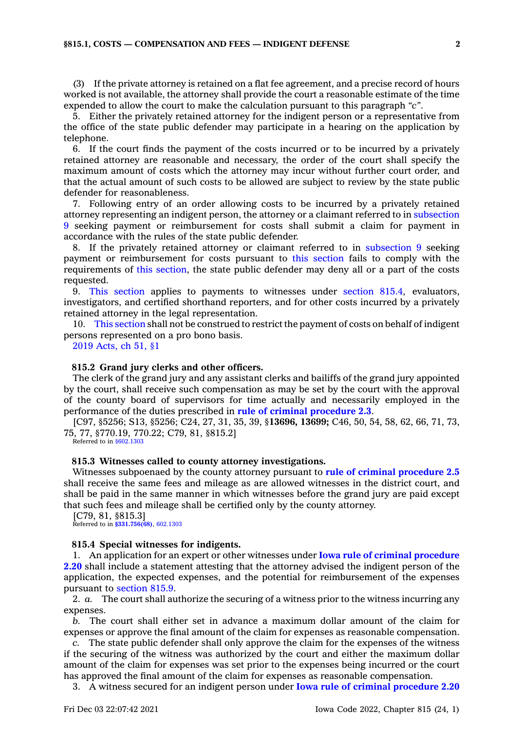(3) If the private attorney is retained on a flat fee agreement, and a precise record of hours worked is not available, the attorney shall provide the court a reasonable estimate of the time expended to allow the court to make the calculation pursuant to this paragraph *"c"*.

5. Either the privately retained attorney for the indigent person or a representative from the office of the state public defender may participate in a hearing on the application by telephone.

6. If the court finds the payment of the costs incurred or to be incurred by a privately retained attorney are reasonable and necessary, the order of the court shall specify the maximum amount of costs which the attorney may incur without further court order, and that the actual amount of such costs to be allowed are subject to review by the state public defender for reasonableness.

7. Following entry of an order allowing costs to be incurred by a privately retained attorney representing an indigent person, the attorney or a claimant referred to in subsection 9 seeking payment or reimbursement for costs shall submit a claim for payment in accordance with the rules of the state public defender.

8. If the privately retained attorney or claimant referred to in subsection 9 seeking payment or reimbursement for costs pursuant to this section fails to comply with the requirements of this section, the state public defender may deny all or a part of the costs requested.

9. This section applies to payments to witnesses under section 815.4, evaluators, investigators, and certified shorthand reporters, and for other costs incurred by a privately retained attorney in the legal representation.

10. This section shall not be construed to restrict the payment of costs on behalf of indigent persons represented on a pro bono basis.

2019 Acts, ch 51, §1

**815.2 Grand jury clerks and other officers.**

The clerk of the grand jury and any assistant clerks and bailiffs of the grand jury appointed by the court, shall receive such compensation as may be set by the court with the approval of the county board of supervisors for time actually and necessarily employed in the performance of the duties prescribed in **rule of criminal procedure 2.3**.

[C97, §5256; S13, §5256; C24, 27, 31, 35, 39, §**13696, 13699;** C46, 50, 54, 58, 62, 66, 71, 73, 75, 77, §770.19, 770.22; C79, 81, §815.2]

Referred to in §602.1303

**815.3 Witnesses called to county attorney investigations.**

Witnesses subpoenaed by the county attorney pursuant to **rule of criminal procedure 2.5** shall receive the same fees and mileage as are allowed witnesses in the district court, and shall be paid in the same manner in which witnesses before the grand jury are paid except that such fees and mileage shall be certified only by the county attorney.

[C79, 81, §815.3]

Referred to in **§331.756(68)**, 602.1303

**815.4 Special witnesses for indigents.**

1. An application for an expert or other witnesses under **Iowa rule of criminal procedure 2.20** shall include a statement attesting that the attorney advised the indigent person of the application, the expected expenses, and the potential for reimbursement of the expenses pursuant to section 815.9.

2. *a.* The court shall authorize the securing of a witness prior to the witness incurring any expenses.

*b.* The court shall either set in advance a maximum dollar amount of the claim for expenses or approve the final amount of the claim for expenses as reasonable compensation.

*c.* The state public defender shall only approve the claim for the expenses of the witness if the securing of the witness was authorized by the court and either the maximum dollar amount of the claim for expenses was set prior to the expenses being incurred or the court has approved the final amount of the claim for expenses as reasonable compensation.

3. A witness secured for an indigent person under **Iowa rule of criminal procedure 2.20**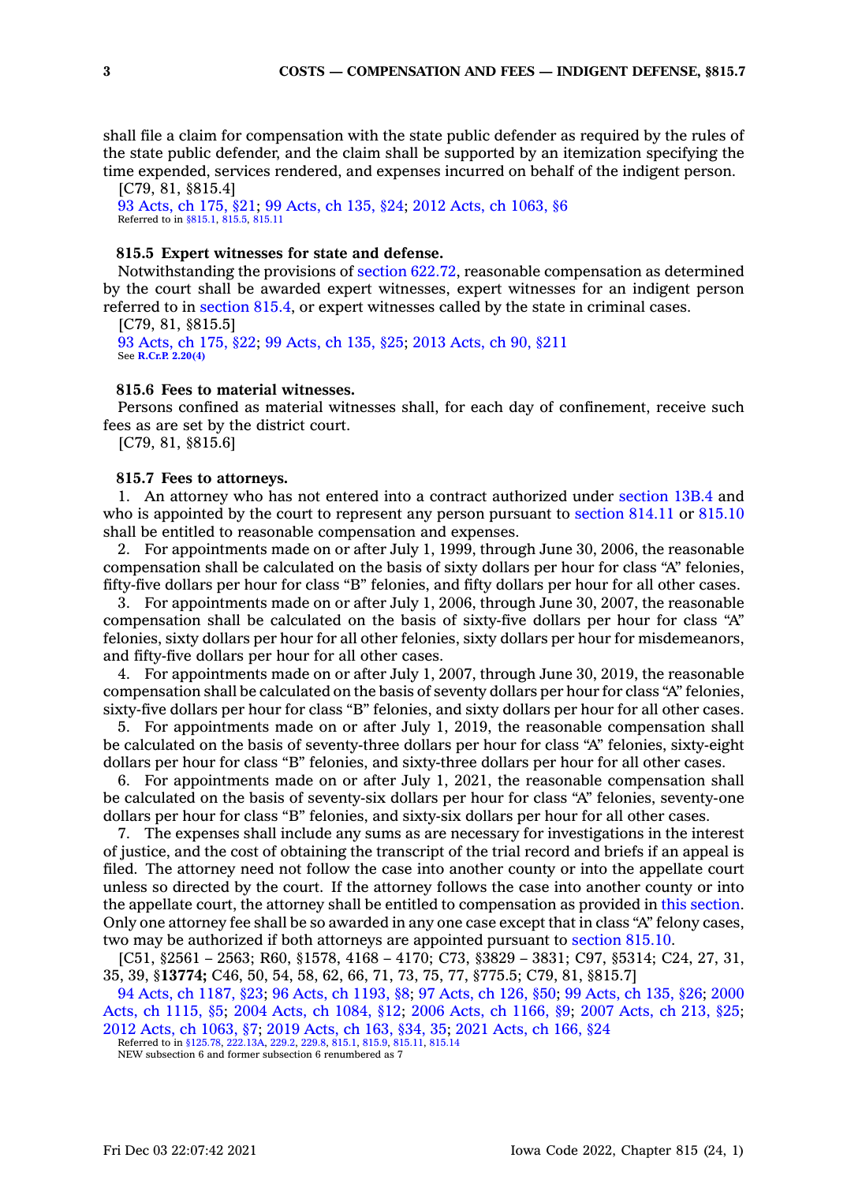shall file a claim for compensation with the state public defender as required by the rules of the state public defender, and the claim shall be supported by an itemization specifying the time expended, services rendered, and expenses incurred on behalf of the indigent person.

[C79, 81, §815.4]

93 Acts, ch 175, §21; 99 Acts, ch 135, §24; 2012 Acts, ch 1063, §6

Referred to in §815.1, 815.5, 815.11

**815.5 Expert witnesses for state and defense.**

Notwithstanding the provisions of section 622.72, reasonable compensation as determined by the court shall be awarded expert witnesses, expert witnesses for an indigent person referred to in section 815.4, or expert witnesses called by the state in criminal cases.

[C79, 81, §815.5]

93 Acts, ch 175, §22; 99 Acts, ch 135, §25; 2013 Acts, ch 90, §211

See **R.Cr.P. 2.20(4)**

**815.6 Fees to material witnesses.**

Persons confined as material witnesses shall, for each day of confinement, receive such fees as are set by the district court.

[C79, 81, §815.6]

**815.7 Fees to attorneys.**

1. An attorney who has not entered into a contract authorized under section 13B.4 and who is appointed by the court to represent any person pursuant to section 814.11 or 815.10 shall be entitled to reasonable compensation and expenses.

2. For appointments made on or after July 1, 1999, through June 30, 2006, the reasonable compensation shall be calculated on the basis of sixty dollars per hour for class "A" felonies, fifty-five dollars per hour for class "B" felonies, and fifty dollars per hour for all other cases.

3. For appointments made on or after July 1, 2006, through June 30, 2007, the reasonable compensation shall be calculated on the basis of sixty-five dollars per hour for class "A" felonies, sixty dollars per hour for all other felonies, sixty dollars per hour for misdemeanors, and fifty-five dollars per hour for all other cases.

4. For appointments made on or after July 1, 2007, through June 30, 2019, the reasonable compensation shall be calculated on the basis of seventy dollars per hour for class "A" felonies, sixty-five dollars per hour for class "B" felonies, and sixty dollars per hour for all other cases.

5. For appointments made on or after July 1, 2019, the reasonable compensation shall be calculated on the basis of seventy-three dollars per hour for class "A" felonies, sixty-eight dollars per hour for class "B" felonies, and sixty-three dollars per hour for all other cases.

6. For appointments made on or after July 1, 2021, the reasonable compensation shall be calculated on the basis of seventy-six dollars per hour for class "A" felonies, seventy-one dollars per hour for class "B" felonies, and sixty-six dollars per hour for all other cases.

7. The expenses shall include any sums as are necessary for investigations in the interest of justice, and the cost of obtaining the transcript of the trial record and briefs if an appeal is filed. The attorney need not follow the case into another county or into the appellate court unless so directed by the court. If the attorney follows the case into another county or into the appellate court, the attorney shall be entitled to compensation as provided in this section. Only one attorney fee shall be so awarded in any one case except that in class "A" felony cases, two may be authorized if both attorneys are appointed pursuant to section 815.10.

[C51, §2561 – 2563; R60, §1578, 4168 – 4170; C73, §3829 – 3831; C97, §5314; C24, 27, 31, 35, 39, §**13774;** C46, 50, 54, 58, 62, 66, 71, 73, 75, 77, §775.5; C79, 81, §815.7]

94 Acts, ch 1187, §23; 96 Acts, ch 1193, §8; 97 Acts, ch 126, §50; 99 Acts, ch 135, §26; 2000 Acts, ch 1115, §5; 2004 Acts, ch 1084, §12; 2006 Acts, ch 1166, §9; 2007 Acts, ch 213, §25; 2012 Acts, ch 1063, §7; 2019 Acts, ch 163, §34, 35; 2021 Acts, ch 166, §24

Referred to in §125.78, 222.13A, 229.2, 229.8, 815.1, 815.9, 815.11, 815.14

NEW subsection 6 and former subsection 6 renumbered as 7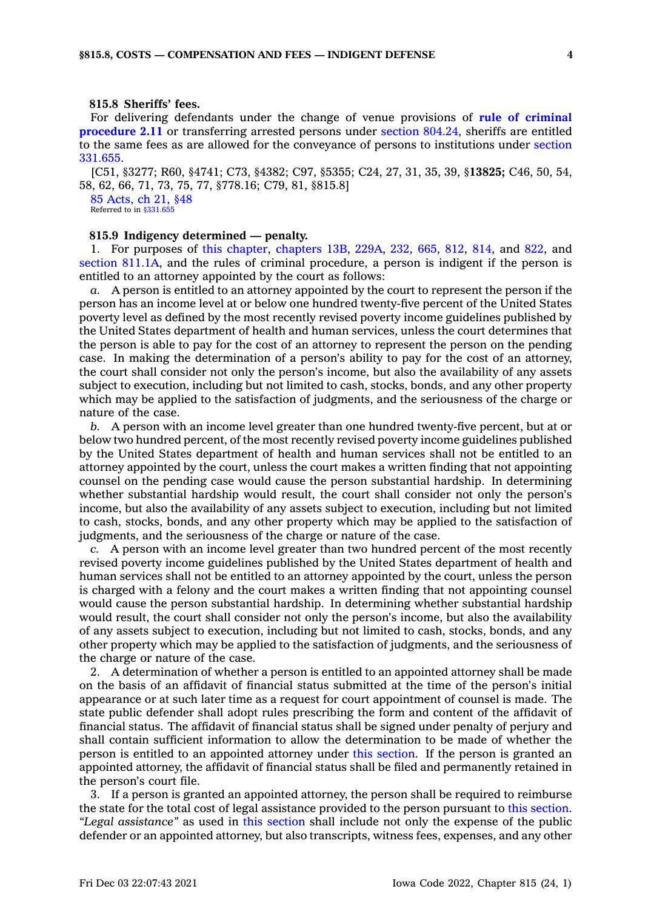#### 815.8 Sheriffs' fees.

For delivering defendants under the change of venue provisions of **rule of criminal procedure 2.11** or transferring arrested persons under section 804.24, sheriffs are entitled to the same fees as are allowed for the conveyance of persons to institutions under section 331.655.

[C51, §3277; R60, §4741; C73, §4382; C97, §5355; C24, 27, 31, 35, 39, §**13825;** C46, 50, 54, 58, 62, 66, 71, 73, 75, 77, §778.16; C79, 81, §815.8]

85 Acts, ch 21, §48
Referred to in §331.655

#### 815.9 Indigency determined — penalty.

1. For purposes of this chapter, chapters 13B, 229A, 232, 665, 812, 814, and 822, and section 811.1A, and the rules of criminal procedure, a person is indigent if the person is entitled to an attorney appointed by the court as follows:

*a.* A person is entitled to an attorney appointed by the court to represent the person if the person has an income level at or below one hundred twenty-five percent of the United States poverty level as defined by the most recently revised poverty income guidelines published by the United States department of health and human services, unless the court determines that the person is able to pay for the cost of an attorney to represent the person on the pending case. In making the determination of a person's ability to pay for the cost of an attorney, the court shall consider not only the person's income, but also the availability of any assets subject to execution, including but not limited to cash, stocks, bonds, and any other property which may be applied to the satisfaction of judgments, and the seriousness of the charge or nature of the case.

*b.* A person with an income level greater than one hundred twenty-five percent, but at or below two hundred percent, of the most recently revised poverty income guidelines published by the United States department of health and human services shall not be entitled to an attorney appointed by the court, unless the court makes a written finding that not appointing counsel on the pending case would cause the person substantial hardship. In determining whether substantial hardship would result, the court shall consider not only the person's income, but also the availability of any assets subject to execution, including but not limited to cash, stocks, bonds, and any other property which may be applied to the satisfaction of judgments, and the seriousness of the charge or nature of the case.

*c.* A person with an income level greater than two hundred percent of the most recently revised poverty income guidelines published by the United States department of health and human services shall not be entitled to an attorney appointed by the court, unless the person is charged with a felony and the court makes a written finding that not appointing counsel would cause the person substantial hardship. In determining whether substantial hardship would result, the court shall consider not only the person's income, but also the availability of any assets subject to execution, including but not limited to cash, stocks, bonds, and any other property which may be applied to the satisfaction of judgments, and the seriousness of the charge or nature of the case.

2. A determination of whether a person is entitled to an appointed attorney shall be made on the basis of an affidavit of financial status submitted at the time of the person's initial appearance or at such later time as a request for court appointment of counsel is made. The state public defender shall adopt rules prescribing the form and content of the affidavit of financial status. The affidavit of financial status shall be signed under penalty of perjury and shall contain sufficient information to allow the determination to be made of whether the person is entitled to an appointed attorney under this section. If the person is granted an appointed attorney, the affidavit of financial status shall be filed and permanently retained in the person's court file.

3. If a person is granted an appointed attorney, the person shall be required to reimburse the state for the total cost of legal assistance provided to the person pursuant to this section. *"Legal assistance"* as used in this section shall include not only the expense of the public defender or an appointed attorney, but also transcripts, witness fees, expenses, and any other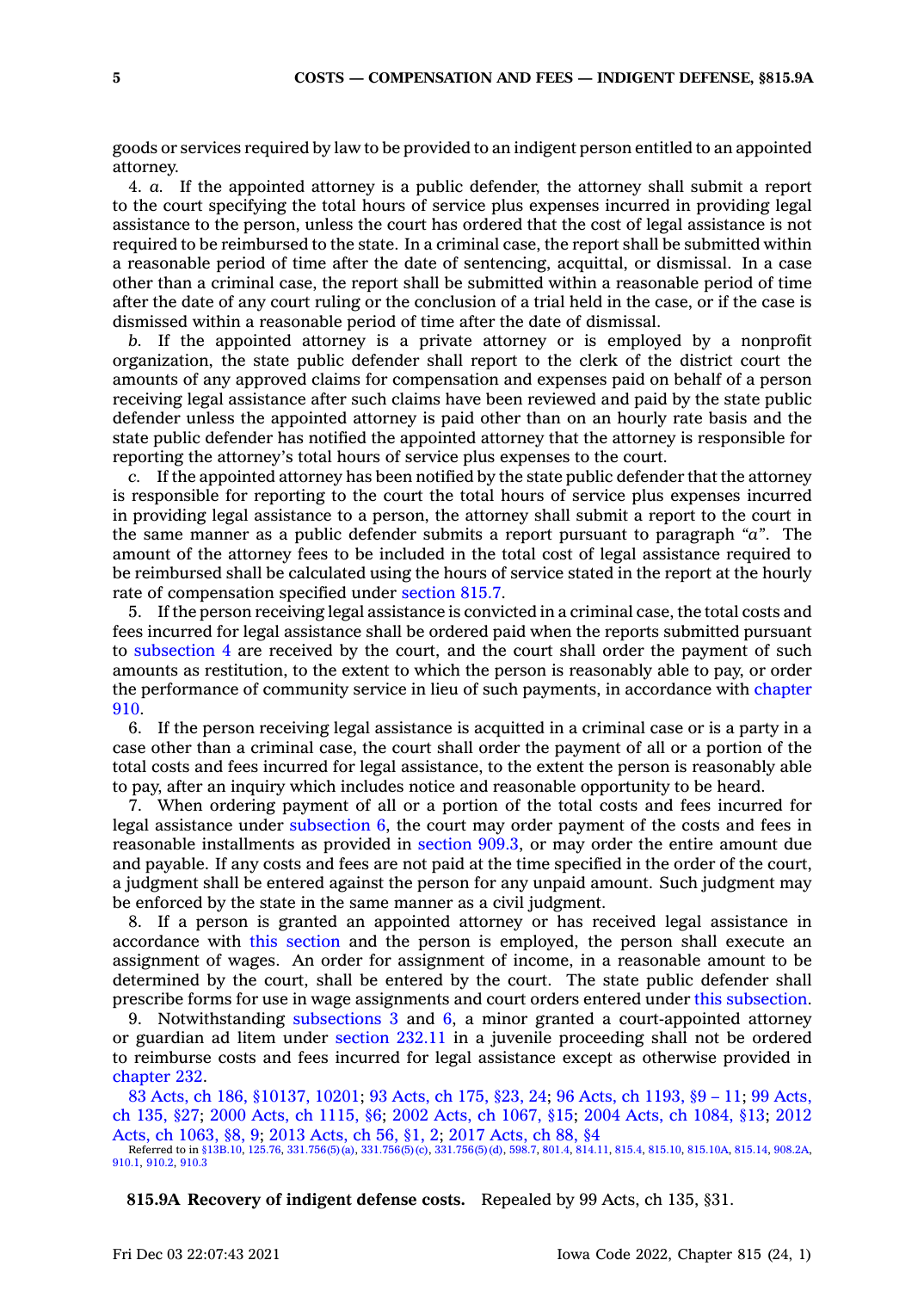goods or services required by law to be provided to an indigent person entitled to an appointed attorney.

4. *a.* If the appointed attorney is a public defender, the attorney shall submit a report to the court specifying the total hours of service plus expenses incurred in providing legal assistance to the person, unless the court has ordered that the cost of legal assistance is not required to be reimbursed to the state. In a criminal case, the report shall be submitted within a reasonable period of time after the date of sentencing, acquittal, or dismissal. In a case other than a criminal case, the report shall be submitted within a reasonable period of time after the date of any court ruling or the conclusion of a trial held in the case, or if the case is dismissed within a reasonable period of time after the date of dismissal.

*b.* If the appointed attorney is a private attorney or is employed by a nonprofit organization, the state public defender shall report to the clerk of the district court the amounts of any approved claims for compensation and expenses paid on behalf of a person receiving legal assistance after such claims have been reviewed and paid by the state public defender unless the appointed attorney is paid other than on an hourly rate basis and the state public defender has notified the appointed attorney that the attorney is responsible for reporting the attorney's total hours of service plus expenses to the court.

*c.* If the appointed attorney has been notified by the state public defender that the attorney is responsible for reporting to the court the total hours of service plus expenses incurred in providing legal assistance to a person, the attorney shall submit a report to the court in the same manner as a public defender submits a report pursuant to paragraph *"a"*. The amount of the attorney fees to be included in the total cost of legal assistance required to be reimbursed shall be calculated using the hours of service stated in the report at the hourly rate of compensation specified under section 815.7.

5. If the person receiving legal assistance is convicted in a criminal case, the total costs and fees incurred for legal assistance shall be ordered paid when the reports submitted pursuant to subsection 4 are received by the court, and the court shall order the payment of such amounts as restitution, to the extent to which the person is reasonably able to pay, or order the performance of community service in lieu of such payments, in accordance with chapter 910.

6. If the person receiving legal assistance is acquitted in a criminal case or is a party in a case other than a criminal case, the court shall order the payment of all or a portion of the total costs and fees incurred for legal assistance, to the extent the person is reasonably able to pay, after an inquiry which includes notice and reasonable opportunity to be heard.

7. When ordering payment of all or a portion of the total costs and fees incurred for legal assistance under subsection 6, the court may order payment of the costs and fees in reasonable installments as provided in section 909.3, or may order the entire amount due and payable. If any costs and fees are not paid at the time specified in the order of the court, a judgment shall be entered against the person for any unpaid amount. Such judgment may be enforced by the state in the same manner as a civil judgment.

8. If a person is granted an appointed attorney or has received legal assistance in accordance with this section and the person is employed, the person shall execute an assignment of wages. An order for assignment of income, in a reasonable amount to be determined by the court, shall be entered by the court. The state public defender shall prescribe forms for use in wage assignments and court orders entered under this subsection.

9. Notwithstanding subsections 3 and 6, a minor granted a court-appointed attorney or guardian ad litem under section 232.11 in a juvenile proceeding shall not be ordered to reimburse costs and fees incurred for legal assistance except as otherwise provided in chapter 232.

83 Acts, ch 186, §10137, 10201; 93 Acts, ch 175, §23, 24; 96 Acts, ch 1193, §9 – 11; 99 Acts, ch 135, §27; 2000 Acts, ch 1115, §6; 2002 Acts, ch 1067, §15; 2004 Acts, ch 1084, §13; 2012 Acts, ch 1063, §8, 9; 2013 Acts, ch 56, §1, 2; 2017 Acts, ch 88, §4

Referred to in §13B.10, 125.76, 331.756(5)(a), 331.756(5)(c), 331.756(5)(d), 598.7, 801.4, 814.11, 815.4, 815.10, 815.10A, 815.14, 908.2A, 910.1, 910.2, 910.3

**815.9A Recovery of indigent defense costs.** Repealed by 99 Acts, ch 135, §31.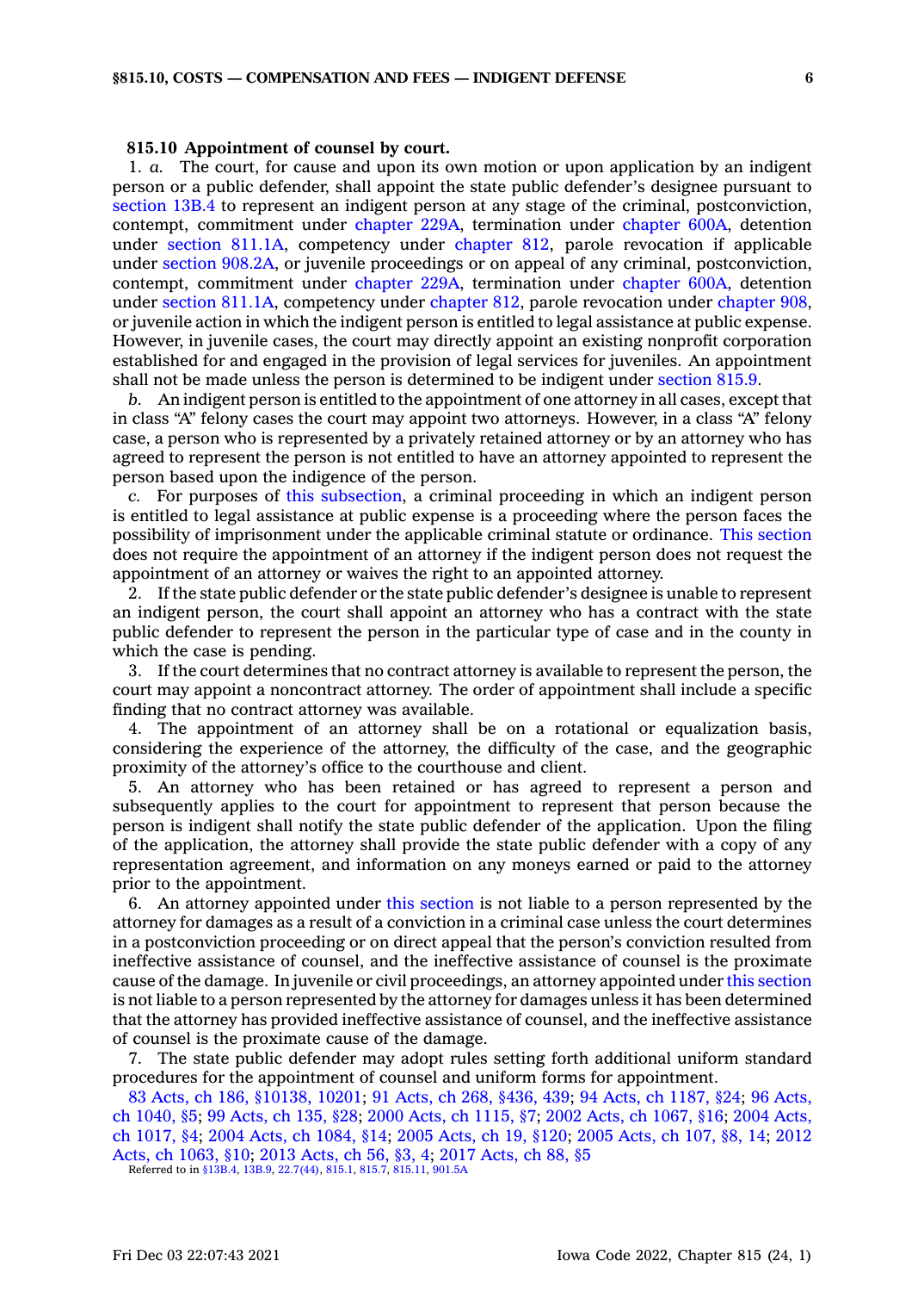**815.10 Appointment of counsel by court.**

1. *a.* The court, for cause and upon its own motion or upon application by an indigent person or a public defender, shall appoint the state public defender's designee pursuant to section 13B.4 to represent an indigent person at any stage of the criminal, postconviction, contempt, commitment under chapter 229A, termination under chapter 600A, detention under section 811.1A, competency under chapter 812, parole revocation if applicable under section 908.2A, or juvenile proceedings or on appeal of any criminal, postconviction, contempt, commitment under chapter 229A, termination under chapter 600A, detention under section 811.1A, competency under chapter 812, parole revocation under chapter 908, or juvenile action in which the indigent person is entitled to legal assistance at public expense. However, in juvenile cases, the court may directly appoint an existing nonprofit corporation established for and engaged in the provision of legal services for juveniles. An appointment shall not be made unless the person is determined to be indigent under section 815.9.

*b.* An indigent person is entitled to the appointment of one attorney in all cases, except that in class "A" felony cases the court may appoint two attorneys. However, in a class "A" felony case, a person who is represented by a privately retained attorney or by an attorney who has agreed to represent the person is not entitled to have an attorney appointed to represent the person based upon the indigence of the person.

*c.* For purposes of this subsection, a criminal proceeding in which an indigent person is entitled to legal assistance at public expense is a proceeding where the person faces the possibility of imprisonment under the applicable criminal statute or ordinance. This section does not require the appointment of an attorney if the indigent person does not request the appointment of an attorney or waives the right to an appointed attorney.

2. If the state public defender or the state public defender's designee is unable to represent an indigent person, the court shall appoint an attorney who has a contract with the state public defender to represent the person in the particular type of case and in the county in which the case is pending.

3. If the court determines that no contract attorney is available to represent the person, the court may appoint a noncontract attorney. The order of appointment shall include a specific finding that no contract attorney was available.

4. The appointment of an attorney shall be on a rotational or equalization basis, considering the experience of the attorney, the difficulty of the case, and the geographic proximity of the attorney's office to the courthouse and client.

5. An attorney who has been retained or has agreed to represent a person and subsequently applies to the court for appointment to represent that person because the person is indigent shall notify the state public defender of the application. Upon the filing of the application, the attorney shall provide the state public defender with a copy of any representation agreement, and information on any moneys earned or paid to the attorney prior to the appointment.

6. An attorney appointed under this section is not liable to a person represented by the attorney for damages as a result of a conviction in a criminal case unless the court determines in a postconviction proceeding or on direct appeal that the person's conviction resulted from ineffective assistance of counsel, and the ineffective assistance of counsel is the proximate cause of the damage. In juvenile or civil proceedings, an attorney appointed under this section is not liable to a person represented by the attorney for damages unless it has been determined that the attorney has provided ineffective assistance of counsel, and the ineffective assistance of counsel is the proximate cause of the damage.

7. The state public defender may adopt rules setting forth additional uniform standard procedures for the appointment of counsel and uniform forms for appointment.

83 Acts, ch 186, §10138, 10201; 91 Acts, ch 268, §436, 439; 94 Acts, ch 1187, §24; 96 Acts, ch 1040, §5; 99 Acts, ch 135, §28; 2000 Acts, ch 1115, §7; 2002 Acts, ch 1067, §16; 2004 Acts, ch 1017, §4; 2004 Acts, ch 1084, §14; 2005 Acts, ch 19, §120; 2005 Acts, ch 107, §8, 14; 2012 Acts, ch 1063, §10; 2013 Acts, ch 56, §3, 4; 2017 Acts, ch 88, §5

Referred to in §13B.4, 13B.9, 22.7(44), 815.1, 815.7, 815.11, 901.5A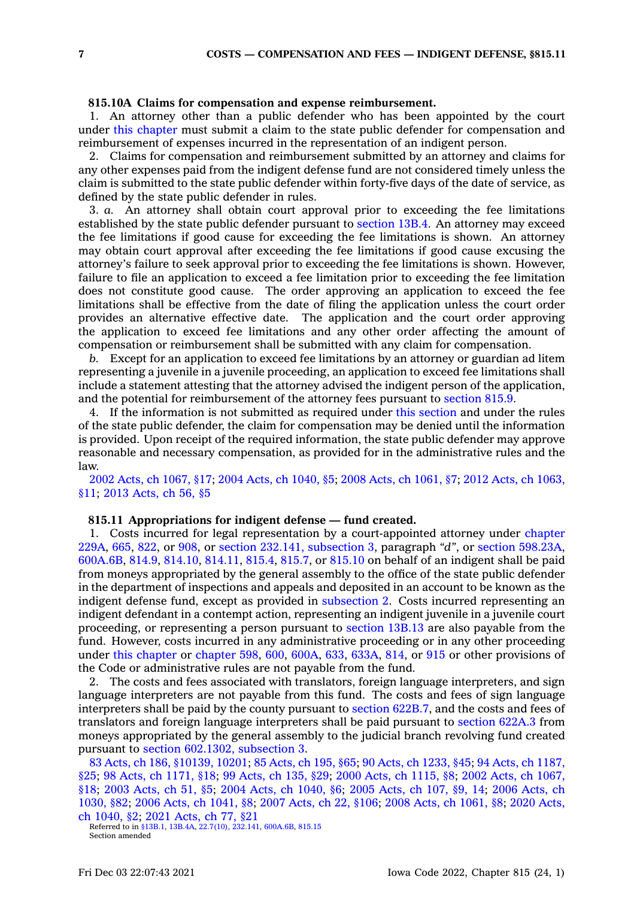**815.10A Claims for compensation and expense reimbursement.**

1. An attorney other than a public defender who has been appointed by the court under this chapter must submit a claim to the state public defender for compensation and reimbursement of expenses incurred in the representation of an indigent person.

2. Claims for compensation and reimbursement submitted by an attorney and claims for any other expenses paid from the indigent defense fund are not considered timely unless the claim is submitted to the state public defender within forty-five days of the date of service, as defined by the state public defender in rules.

3. *a.* An attorney shall obtain court approval prior to exceeding the fee limitations established by the state public defender pursuant to section 13B.4. An attorney may exceed the fee limitations if good cause for exceeding the fee limitations is shown. An attorney may obtain court approval after exceeding the fee limitations if good cause excusing the attorney's failure to seek approval prior to exceeding the fee limitations is shown. However, failure to file an application to exceed a fee limitation prior to exceeding the fee limitation does not constitute good cause. The order approving an application to exceed the fee limitations shall be effective from the date of filing the application unless the court order provides an alternative effective date. The application and the court order approving the application to exceed fee limitations and any other order affecting the amount of compensation or reimbursement shall be submitted with any claim for compensation.

*b.* Except for an application to exceed fee limitations by an attorney or guardian ad litem representing a juvenile in a juvenile proceeding, an application to exceed fee limitations shall include a statement attesting that the attorney advised the indigent person of the application, and the potential for reimbursement of the attorney fees pursuant to section 815.9.

4. If the information is not submitted as required under this section and under the rules of the state public defender, the claim for compensation may be denied until the information is provided. Upon receipt of the required information, the state public defender may approve reasonable and necessary compensation, as provided for in the administrative rules and the law.

2002 Acts, ch 1067, §17; 2004 Acts, ch 1040, §5; 2008 Acts, ch 1061, §7; 2012 Acts, ch 1063, §11; 2013 Acts, ch 56, §5

**815.11 Appropriations for indigent defense — fund created.**

1. Costs incurred for legal representation by a court-appointed attorney under chapter 229A, 665, 822, or 908, or section 232.141, subsection 3, paragraph *"d"*, or section 598.23A, 600A.6B, 814.9, 814.10, 814.11, 815.4, 815.7, or 815.10 on behalf of an indigent shall be paid from moneys appropriated by the general assembly to the office of the state public defender in the department of inspections and appeals and deposited in an account to be known as the indigent defense fund, except as provided in subsection 2. Costs incurred representing an indigent defendant in a contempt action, representing an indigent juvenile in a juvenile court proceeding, or representing a person pursuant to section 13B.13 are also payable from the fund. However, costs incurred in any administrative proceeding or in any other proceeding under this chapter or chapter 598, 600, 600A, 633, 633A, 814, or 915 or other provisions of the Code or administrative rules are not payable from the fund.

2. The costs and fees associated with translators, foreign language interpreters, and sign language interpreters are not payable from this fund. The costs and fees of sign language interpreters shall be paid by the county pursuant to section 622B.7, and the costs and fees of translators and foreign language interpreters shall be paid pursuant to section 622A.3 from moneys appropriated by the general assembly to the judicial branch revolving fund created pursuant to section 602.1302, subsection 3.

83 Acts, ch 186, §10139, 10201; 85 Acts, ch 195, §65; 90 Acts, ch 1233, §45; 94 Acts, ch 1187, §25; 98 Acts, ch 1171, §18; 99 Acts, ch 135, §29; 2000 Acts, ch 1115, §8; 2002 Acts, ch 1067, §18; 2003 Acts, ch 51, §5; 2004 Acts, ch 1040, §6; 2005 Acts, ch 107, §9, 14; 2006 Acts, ch 1030, §82; 2006 Acts, ch 1041, §8; 2007 Acts, ch 22, §106; 2008 Acts, ch 1061, §8; 2020 Acts, ch 1040, §2; 2021 Acts, ch 77, §21

Referred to in §13B.1, 13B.4A, 22.7(10), 232.141, 600A.6B, 815.15

Section amended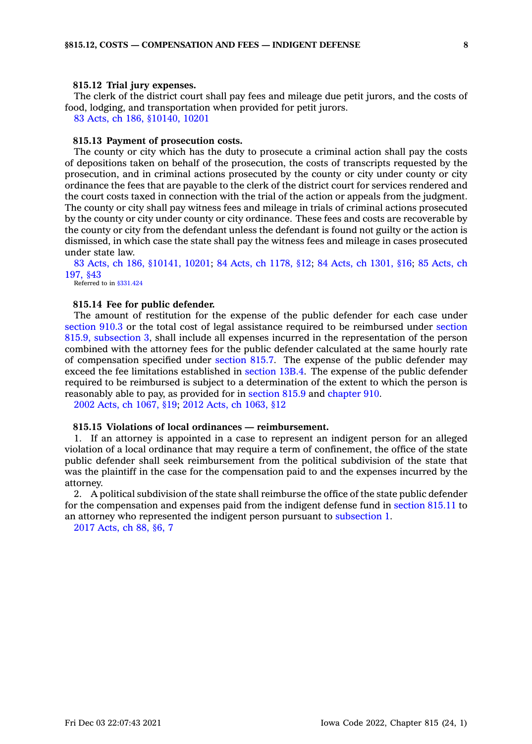### 815.12 Trial jury expenses.

The clerk of the district court shall pay fees and mileage due petit jurors, and the costs of food, lodging, and transportation when provided for petit jurors.

83 Acts, ch 186, §10140, 10201

### 815.13 Payment of prosecution costs.

The county or city which has the duty to prosecute a criminal action shall pay the costs of depositions taken on behalf of the prosecution, the costs of transcripts requested by the prosecution, and in criminal actions prosecuted by the county or city under county or city ordinance the fees that are payable to the clerk of the district court for services rendered and the court costs taxed in connection with the trial of the action or appeals from the judgment. The county or city shall pay witness fees and mileage in trials of criminal actions prosecuted by the county or city under county or city ordinance. These fees and costs are recoverable by the county or city from the defendant unless the defendant is found not guilty or the action is dismissed, in which case the state shall pay the witness fees and mileage in cases prosecuted under state law.

83 Acts, ch 186, §10141, 10201; 84 Acts, ch 1178, §12; 84 Acts, ch 1301, §16; 85 Acts, ch 197, §43

Referred to in §331.424

### 815.14 Fee for public defender.

The amount of restitution for the expense of the public defender for each case under section 910.3 or the total cost of legal assistance required to be reimbursed under section 815.9, subsection 3, shall include all expenses incurred in the representation of the person combined with the attorney fees for the public defender calculated at the same hourly rate of compensation specified under section 815.7. The expense of the public defender may exceed the fee limitations established in section 13B.4. The expense of the public defender required to be reimbursed is subject to a determination of the extent to which the person is reasonably able to pay, as provided for in section 815.9 and chapter 910.

2002 Acts, ch 1067, §19; 2012 Acts, ch 1063, §12

### 815.15 Violations of local ordinances — reimbursement.

1. If an attorney is appointed in a case to represent an indigent person for an alleged violation of a local ordinance that may require a term of confinement, the office of the state public defender shall seek reimbursement from the political subdivision of the state that was the plaintiff in the case for the compensation paid to and the expenses incurred by the attorney.

2. A political subdivision of the state shall reimburse the office of the state public defender for the compensation and expenses paid from the indigent defense fund in section 815.11 to an attorney who represented the indigent person pursuant to subsection 1.

2017 Acts, ch 88, §6, 7